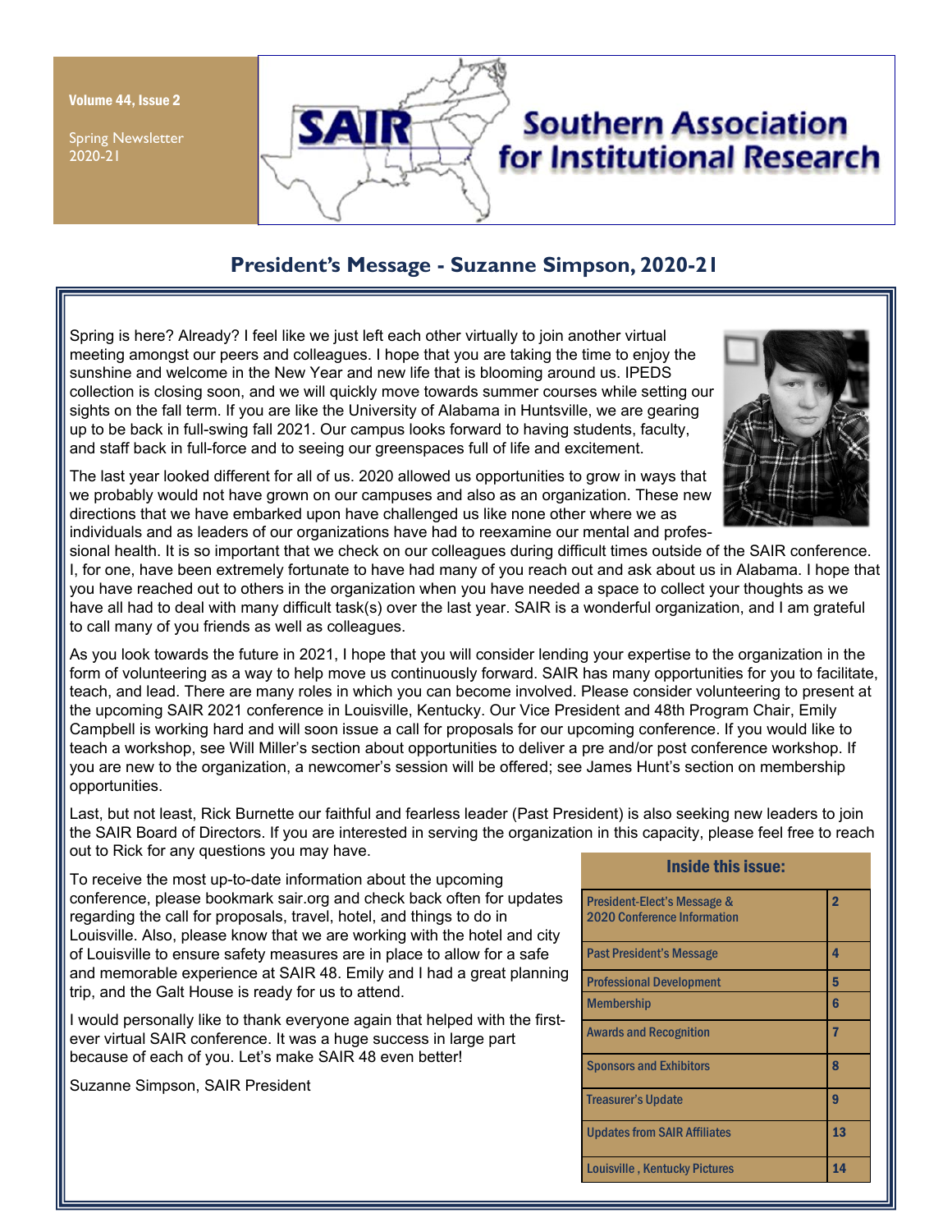Volume 44, Issue 2

Spring Newsletter 2020-21

# Southern Association for Institutional Research

## President's Message - Suzanne Simpson, 2020-21

Spring is here? Already? I feel like we just left each other virtually to join another virtual meeting amongst our peers and colleagues. I hope that you are taking the time to enjoy the sunshine and welcome in the New Year and new life that is blooming around us. IPEDS collection is closing soon, and we will quickly move towards summer courses while setting our sights on the fall term. If you are like the University of Alabama in Huntsville, we are gearing up to be back in full-swing fall 2021. Our campus looks forward to having students, faculty, and staff back in full-force and to seeing our greenspaces full of life and excitement.

The last year looked different for all of us. 2020 allowed us opportunities to grow in ways that we probably would not have grown on our campuses and also as an organization. These new directions that we have embarked upon have challenged us like none other where we as individuals and as leaders of our organizations have had to reexamine our mental and professional health. It is so important that we check on our colleagues during difficult times outside of the SAIR conference. I, for one, have been extremely fortunate to have had many of you reach out and ask about us in Alabama. I hope that you have reached out to others in the organization when you have needed a space to collect your thoughts as we have all had to deal with many difficult task(s) over the last year. SAIR is a wonderful organization, and I am grateful to call many of you friends as well as colleagues.

As you look towards the future in 2021, I hope that you will consider lending your expertise to the organization in the form of volunteering as a way to help move us continuously forward. SAIR has many opportunities for you to facilitate, teach, and lead. There are many roles in which you can become involved. Please consider volunteering to present at the upcoming SAIR 2021 conference in Louisville, Kentucky. Our Vice President and 48th Program Chair, Emily Campbell is working hard and will soon issue a call for proposals for our upcoming conference. If you would like to teach a workshop, see Will Miller's section about opportunities to deliver a pre and/or post conference workshop. If you are new to the organization, a newcomer's session will be offered; see James Hunt's section on membership opportunities.

Last, but not least, Rick Burnette our faithful and fearless leader (Past President) is also seeking new leaders to join the SAIR Board of Directors. If you are interested in serving the organization in this capacity, please feel free to reach out to Rick for any questions you may have.

To receive the most up-to-date information about the upcoming conference, please bookmark sair.org and check back often for updates regarding the call for proposals, travel, hotel, and things to do in Louisville. Also, please know that we are working with the hotel and city of Louisville to ensure safety measures are in place to allow for a safe and memorable experience at SAIR 48. Emily and I had a great planning trip, and the Galt House is ready for us to attend.

I would personally like to thank everyone again that helped with the first-ever virtual SAIR conference. It was a huge success in large part because of each of you. Let's make SAIR 48 even better!

Suzanne Simpson, SAIR President

| Inside this issue: | |
|---|---|
| President-Elect's Message & 2020 Conference Information | 2 |
| Past President's Message | 4 |
| Professional Development | 5 |
| Membership | 6 |
| Awards and Recognition | 7 |
| Sponsors and Exhibitors | 8 |
| Treasurer's Update | 9 |
| Updates from SAIR Affiliates | 13 |
| Louisville , Kentucky Pictures | 14 |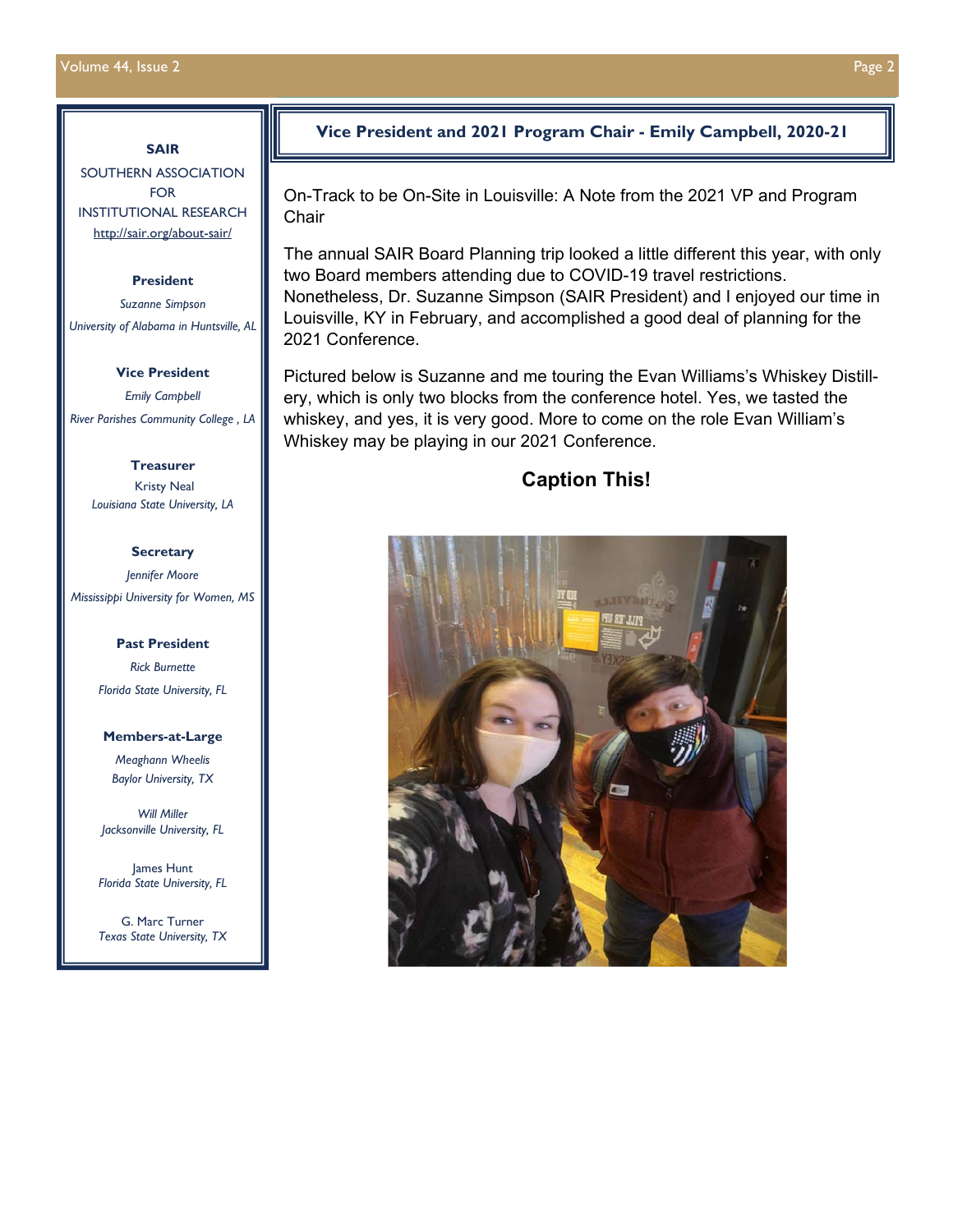**SAIR**

SOUTHERN ASSOCIATION FOR INSTITUTIONAL RESEARCH

http://sair.org/about-sair/

**President**

*Suzanne Simpson*

*University of Alabama in Huntsville, AL*

**Vice President**

*Emily Campbell*

*River Parishes Community College , LA*

**Treasurer**

Kristy Neal

*Louisiana State University, LA*

**Secretary**

*Jennifer Moore*

*Mississippi University for Women, MS*

**Past President**

*Rick Burnette*

*Florida State University, FL*

**Members-at-Large**

*Meaghann Wheelis*

*Baylor University, TX*

*Will Miller*

*Jacksonville University, FL*

James Hunt

*Florida State University, FL*

G. Marc Turner

*Texas State University, TX*

## Vice President and 2021 Program Chair - Emily Campbell, 2020-21

On-Track to be On-Site in Louisville: A Note from the 2021 VP and Program Chair

The annual SAIR Board Planning trip looked a little different this year, with only two Board members attending due to COVID-19 travel restrictions. Nonetheless, Dr. Suzanne Simpson (SAIR President) and I enjoyed our time in Louisville, KY in February, and accomplished a good deal of planning for the 2021 Conference.

Pictured below is Suzanne and me touring the Evan Williams's Whiskey Distillery, which is only two blocks from the conference hotel. Yes, we tasted the whiskey, and yes, it is very good. More to come on the role Evan William's Whiskey may be playing in our 2021 Conference.

### Caption This!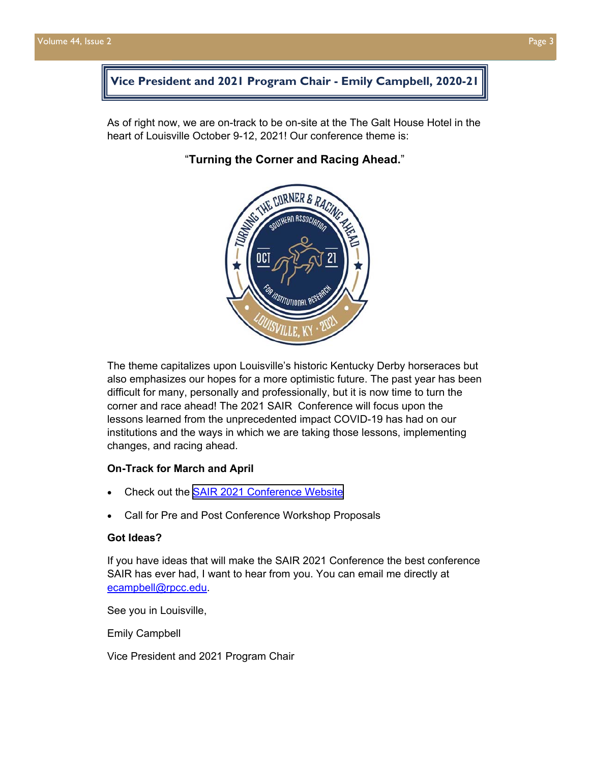## Vice President and 2021 Program Chair - Emily Campbell, 2020-21

As of right now, we are on-track to be on-site at the The Galt House Hotel in the heart of Louisville October 9-12, 2021! Our conference theme is:

"**Turning the Corner and Racing Ahead.**"

The theme capitalizes upon Louisville's historic Kentucky Derby horseraces but also emphasizes our hopes for a more optimistic future. The past year has been difficult for many, personally and professionally, but it is now time to turn the corner and race ahead! The 2021 SAIR Conference will focus upon the lessons learned from the unprecedented impact COVID-19 has had on our institutions and the ways in which we are taking those lessons, implementing changes, and racing ahead.

**On-Track for March and April**

- Check out the SAIR 2021 Conference Website
- Call for Pre and Post Conference Workshop Proposals

**Got Ideas?**

If you have ideas that will make the SAIR 2021 Conference the best conference SAIR has ever had, I want to hear from you. You can email me directly at ecampbell@rpcc.edu.

See you in Louisville,

Emily Campbell

Vice President and 2021 Program Chair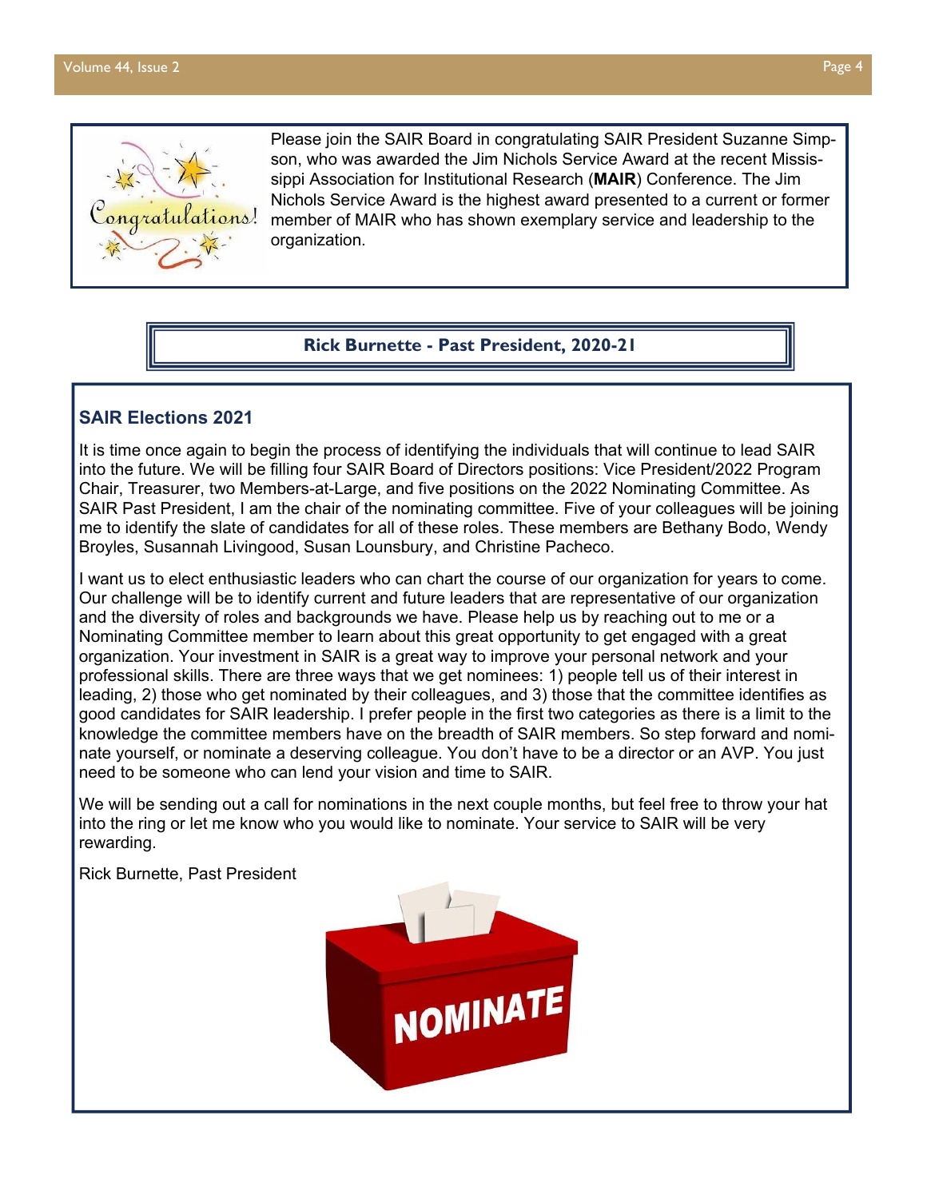Please join the SAIR Board in congratulating SAIR President Suzanne Simpson, who was awarded the Jim Nichols Service Award at the recent Mississippi Association for Institutional Research (**MAIR**) Conference. The Jim Nichols Service Award is the highest award presented to a current or former member of MAIR who has shown exemplary service and leadership to the organization.

**Rick Burnette - Past President, 2020-21**

## SAIR Elections 2021

It is time once again to begin the process of identifying the individuals that will continue to lead SAIR into the future. We will be filling four SAIR Board of Directors positions: Vice President/2022 Program Chair, Treasurer, two Members-at-Large, and five positions on the 2022 Nominating Committee. As SAIR Past President, I am the chair of the nominating committee. Five of your colleagues will be joining me to identify the slate of candidates for all of these roles. These members are Bethany Bodo, Wendy Broyles, Susannah Livingood, Susan Lounsbury, and Christine Pacheco.

I want us to elect enthusiastic leaders who can chart the course of our organization for years to come. Our challenge will be to identify current and future leaders that are representative of our organization and the diversity of roles and backgrounds we have. Please help us by reaching out to me or a Nominating Committee member to learn about this great opportunity to get engaged with a great organization. Your investment in SAIR is a great way to improve your personal network and your professional skills. There are three ways that we get nominees: 1) people tell us of their interest in leading, 2) those who get nominated by their colleagues, and 3) those that the committee identifies as good candidates for SAIR leadership. I prefer people in the first two categories as there is a limit to the knowledge the committee members have on the breadth of SAIR members. So step forward and nominate yourself, or nominate a deserving colleague. You don't have to be a director or an AVP. You just need to be someone who can lend your vision and time to SAIR.

We will be sending out a call for nominations in the next couple months, but feel free to throw your hat into the ring or let me know who you would like to nominate. Your service to SAIR will be very rewarding.

Rick Burnette, Past President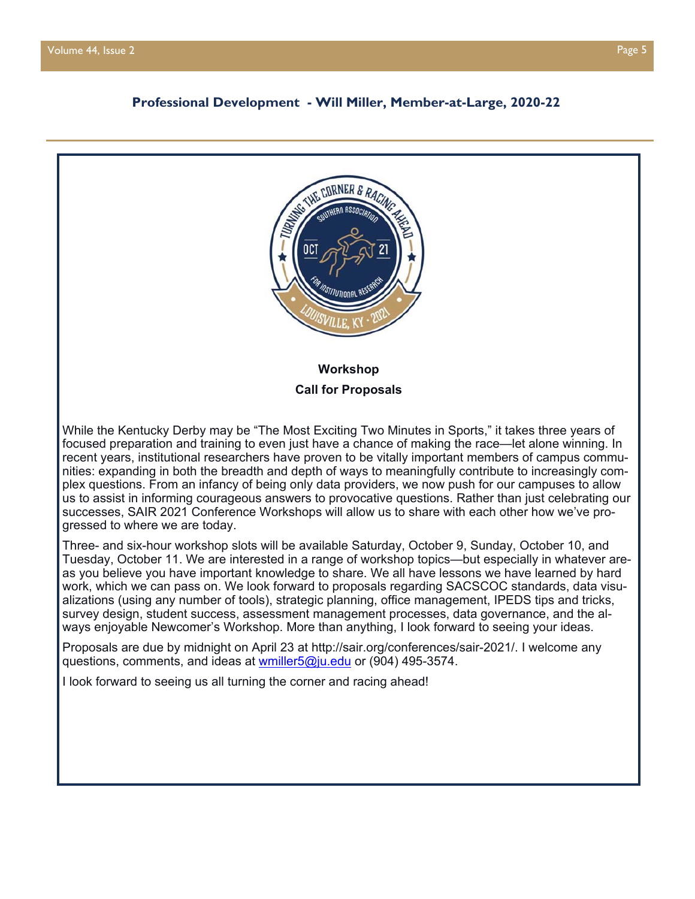## Professional Development - Will Miller, Member-at-Large, 2020-22

**Workshop**

**Call for Proposals**

While the Kentucky Derby may be "The Most Exciting Two Minutes in Sports," it takes three years of focused preparation and training to even just have a chance of making the race—let alone winning. In recent years, institutional researchers have proven to be vitally important members of campus communities: expanding in both the breadth and depth of ways to meaningfully contribute to increasingly complex questions. From an infancy of being only data providers, we now push for our campuses to allow us to assist in informing courageous answers to provocative questions. Rather than just celebrating our successes, SAIR 2021 Conference Workshops will allow us to share with each other how we've progressed to where we are today.

Three- and six-hour workshop slots will be available Saturday, October 9, Sunday, October 10, and Tuesday, October 11. We are interested in a range of workshop topics—but especially in whatever areas you believe you have important knowledge to share. We all have lessons we have learned by hard work, which we can pass on. We look forward to proposals regarding SACSCOC standards, data visualizations (using any number of tools), strategic planning, office management, IPEDS tips and tricks, survey design, student success, assessment management processes, data governance, and the always enjoyable Newcomer's Workshop. More than anything, I look forward to seeing your ideas.

Proposals are due by midnight on April 23 at http://sair.org/conferences/sair-2021/. I welcome any questions, comments, and ideas at wmiller5@ju.edu or (904) 495-3574.

I look forward to seeing us all turning the corner and racing ahead!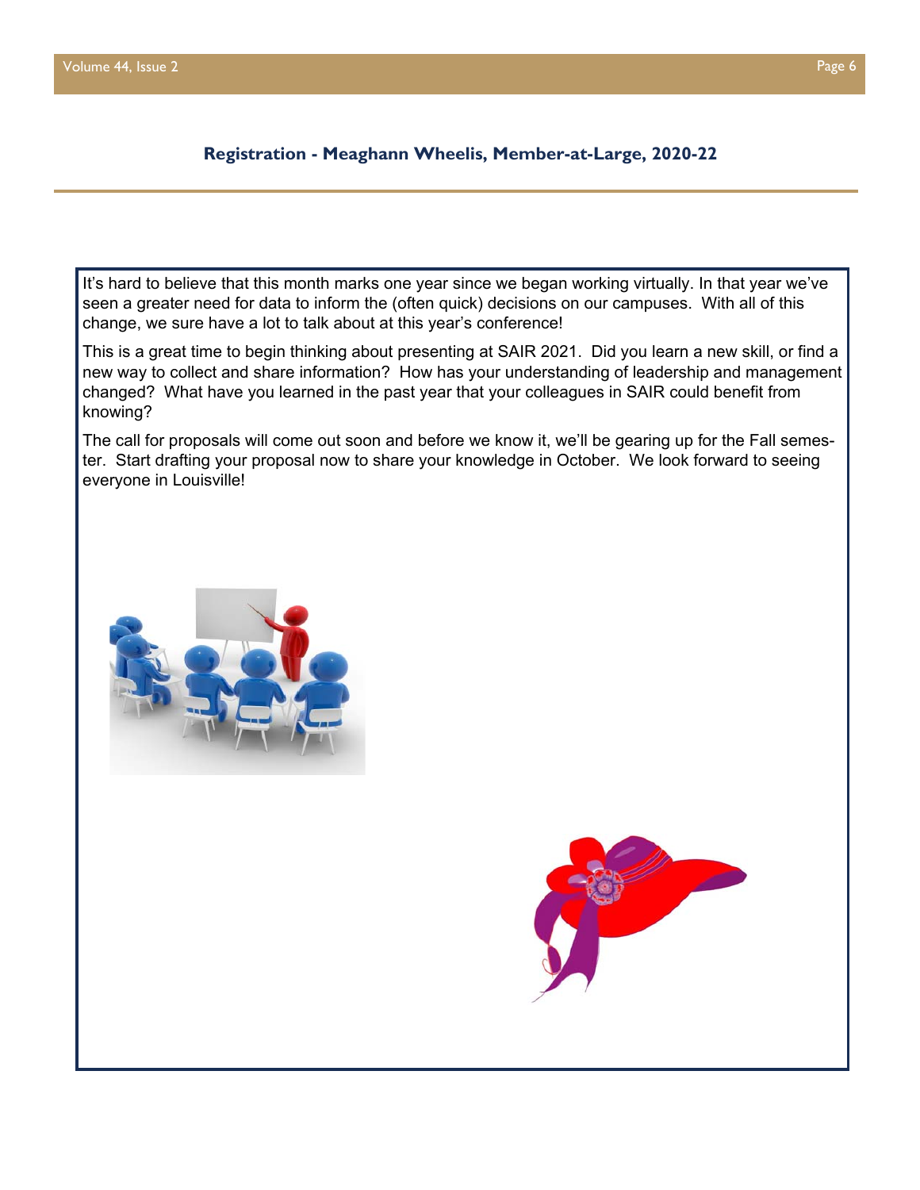## Registration - Meaghann Wheelis, Member-at-Large, 2020-22

It's hard to believe that this month marks one year since we began working virtually. In that year we've seen a greater need for data to inform the (often quick) decisions on our campuses. With all of this change, we sure have a lot to talk about at this year's conference!

This is a great time to begin thinking about presenting at SAIR 2021. Did you learn a new skill, or find a new way to collect and share information? How has your understanding of leadership and management changed? What have you learned in the past year that your colleagues in SAIR could benefit from knowing?

The call for proposals will come out soon and before we know it, we'll be gearing up for the Fall semester. Start drafting your proposal now to share your knowledge in October. We look forward to seeing everyone in Louisville!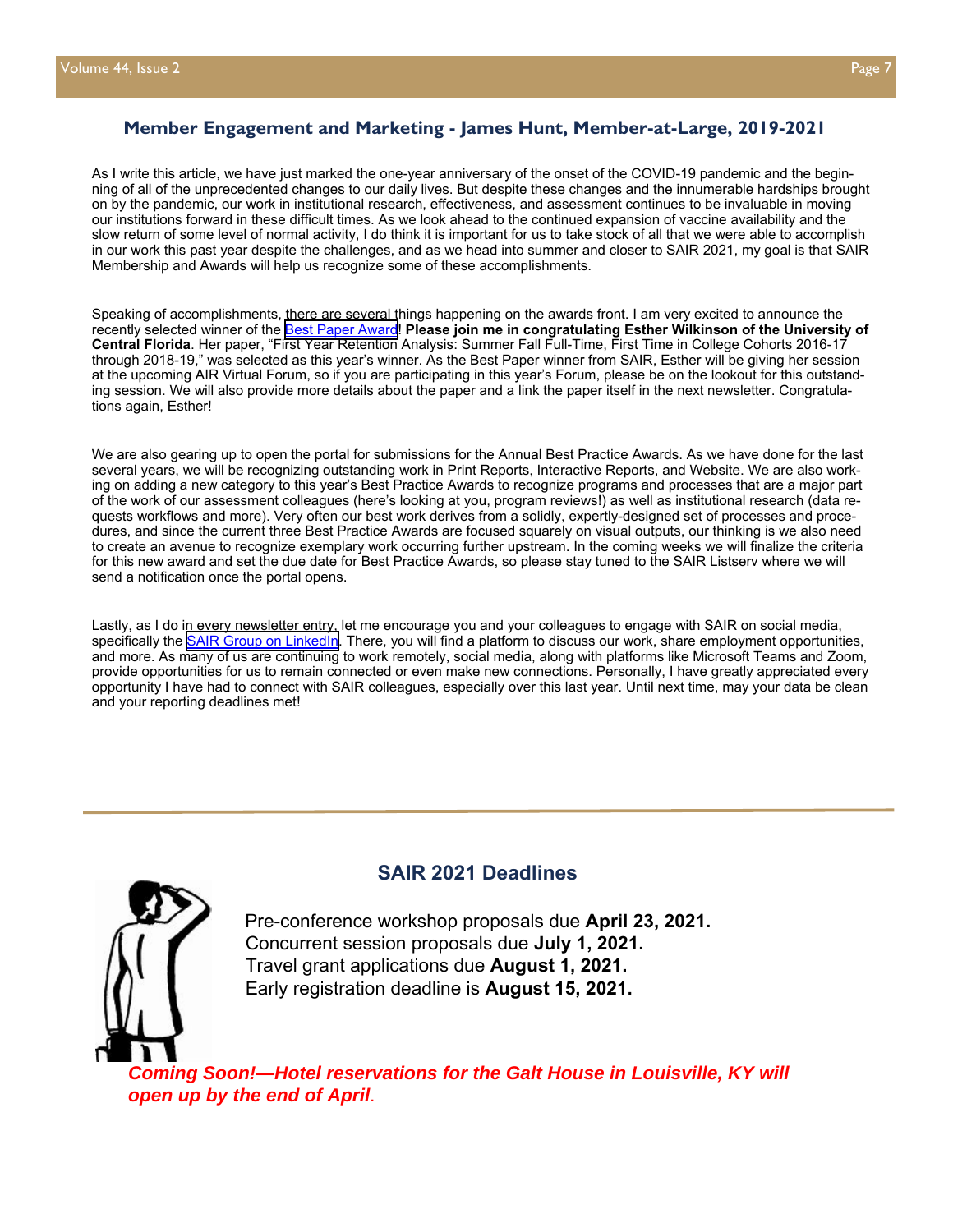## Member Engagement and Marketing - James Hunt, Member-at-Large, 2019-2021

As I write this article, we have just marked the one-year anniversary of the onset of the COVID-19 pandemic and the beginning of all of the unprecedented changes to our daily lives. But despite these changes and the innumerable hardships brought on by the pandemic, our work in institutional research, effectiveness, and assessment continues to be invaluable in moving our institutions forward in these difficult times. As we look ahead to the continued expansion of vaccine availability and the slow return of some level of normal activity, I do think it is important for us to take stock of all that we were able to accomplish in our work this past year despite the challenges, and as we head into summer and closer to SAIR 2021, my goal is that SAIR Membership and Awards will help us recognize some of these accomplishments.

Speaking of accomplishments, there are several things happening on the awards front. I am very excited to announce the recently selected winner of the Best Paper Award! **Please join me in congratulating Esther Wilkinson of the University of Central Florida**. Her paper, "First Year Retention Analysis: Summer Fall Full-Time, First Time in College Cohorts 2016-17 through 2018-19," was selected as this year's winner. As the Best Paper winner from SAIR, Esther will be giving her session at the upcoming AIR Virtual Forum, so if you are participating in this year's Forum, please be on the lookout for this outstanding session. We will also provide more details about the paper and a link the paper itself in the next newsletter. Congratulations again, Esther!

We are also gearing up to open the portal for submissions for the Annual Best Practice Awards. As we have done for the last several years, we will be recognizing outstanding work in Print Reports, Interactive Reports, and Website. We are also working on adding a new category to this year's Best Practice Awards to recognize programs and processes that are a major part of the work of our assessment colleagues (here's looking at you, program reviews!) as well as institutional research (data requests workflows and more). Very often our best work derives from a solidly, expertly-designed set of processes and procedures, and since the current three Best Practice Awards are focused squarely on visual outputs, our thinking is we also need to create an avenue to recognize exemplary work occurring further upstream. In the coming weeks we will finalize the criteria for this new award and set the due date for Best Practice Awards, so please stay tuned to the SAIR Listserv where we will send a notification once the portal opens.

Lastly, as I do in every newsletter entry, let me encourage you and your colleagues to engage with SAIR on social media, specifically the SAIR Group on LinkedIn. There, you will find a platform to discuss our work, share employment opportunities, and more. As many of us are continuing to work remotely, social media, along with platforms like Microsoft Teams and Zoom, provide opportunities for us to remain connected or even make new connections. Personally, I have greatly appreciated every opportunity I have had to connect with SAIR colleagues, especially over this last year. Until next time, may your data be clean and your reporting deadlines met!

---

## SAIR 2021 Deadlines

Pre-conference workshop proposals due **April 23, 2021.**
Concurrent session proposals due **July 1, 2021.**
Travel grant applications due **August 1, 2021.**
Early registration deadline is **August 15, 2021.**

***Coming Soon!—Hotel reservations for the Galt House in Louisville, KY will open up by the end of April***.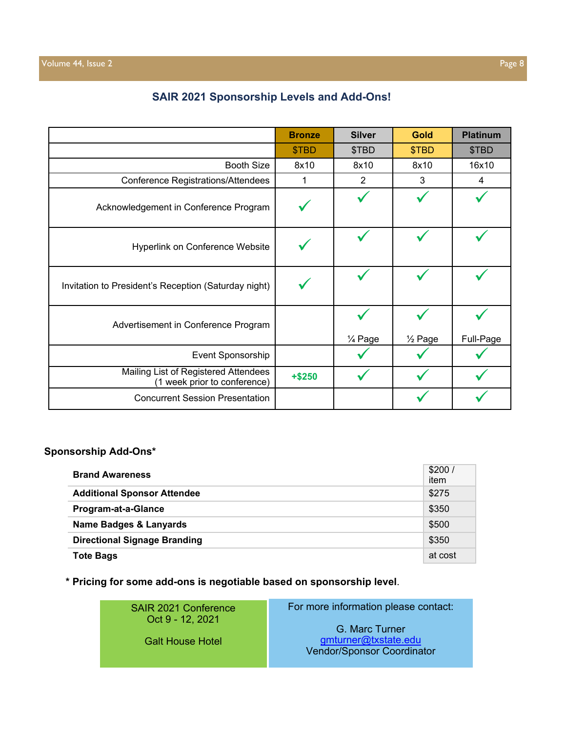## SAIR 2021 Sponsorship Levels and Add-Ons!

| | Bronze | Silver | Gold | Platinum |
|---|---|---|---|---|
| | $TBD | $TBD | $TBD | $TBD |
| Booth Size | 8x10 | 8x10 | 8x10 | 16x10 |
| Conference Registrations/Attendees | 1 | 2 | 3 | 4 |
| Acknowledgement in Conference Program | ✓ | ✓ | ✓ | ✓ |
| Hyperlink on Conference Website | ✓ | ✓ | ✓ | ✓ |
| Invitation to President's Reception (Saturday night) | ✓ | ✓ | ✓ | ✓ |
| Advertisement in Conference Program | | ✓ ¼ Page | ✓ ½ Page | ✓ Full-Page |
| Event Sponsorship | | ✓ | ✓ | ✓ |
| Mailing List of Registered Attendees (1 week prior to conference) | **+$250** | ✓ | ✓ | ✓ |
| Concurrent Session Presentation | | | ✓ | ✓ |

### Sponsorship Add-Ons*

| Add-On | Price |
|---|---|
| **Brand Awareness** | $200 / item |
| **Additional Sponsor Attendee** | $275 |
| **Program-at-a-Glance** | $350 |
| **Name Badges & Lanyards** | $500 |
| **Directional Signage Branding** | $350 |
| **Tote Bags** | at cost |

**\* Pricing for some add-ons is negotiable based on sponsorship level**.

SAIR 2021 Conference
Oct 9 - 12, 2021

Galt House Hotel

For more information please contact:

G. Marc Turner
gmturner@txstate.edu
Vendor/Sponsor Coordinator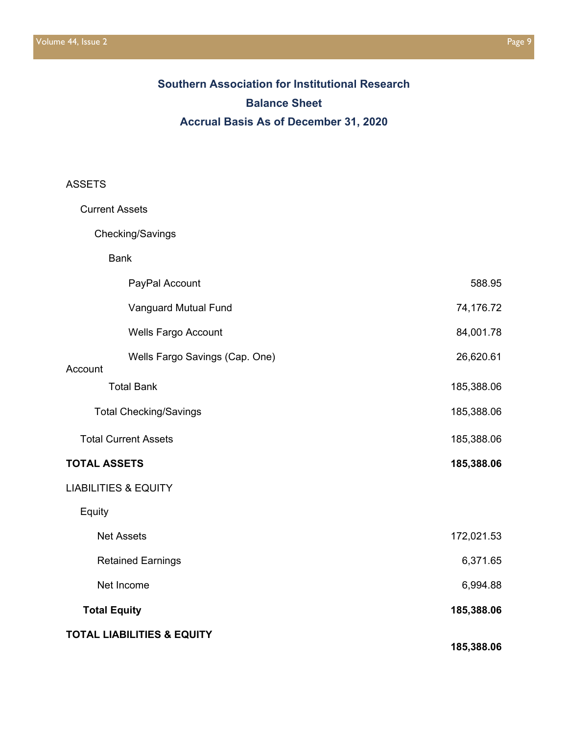## Southern Association for Institutional Research

## Balance Sheet

## Accrual Basis As of December 31, 2020

| | |
|---|---|
| ASSETS | |
| Current Assets | |
| Checking/Savings | |
| Bank | |
| PayPal Account | 588.95 |
| Vanguard Mutual Fund | 74,176.72 |
| Wells Fargo Account | 84,001.78 |
| Wells Fargo Savings (Cap. One) Account | 26,620.61 |
| Total Bank | 185,388.06 |
| Total Checking/Savings | 185,388.06 |
| Total Current Assets | 185,388.06 |
| **TOTAL ASSETS** | **185,388.06** |
| LIABILITIES & EQUITY | |
| Equity | |
| Net Assets | 172,021.53 |
| Retained Earnings | 6,371.65 |
| Net Income | 6,994.88 |
| **Total Equity** | **185,388.06** |
| **TOTAL LIABILITIES & EQUITY** | **185,388.06** |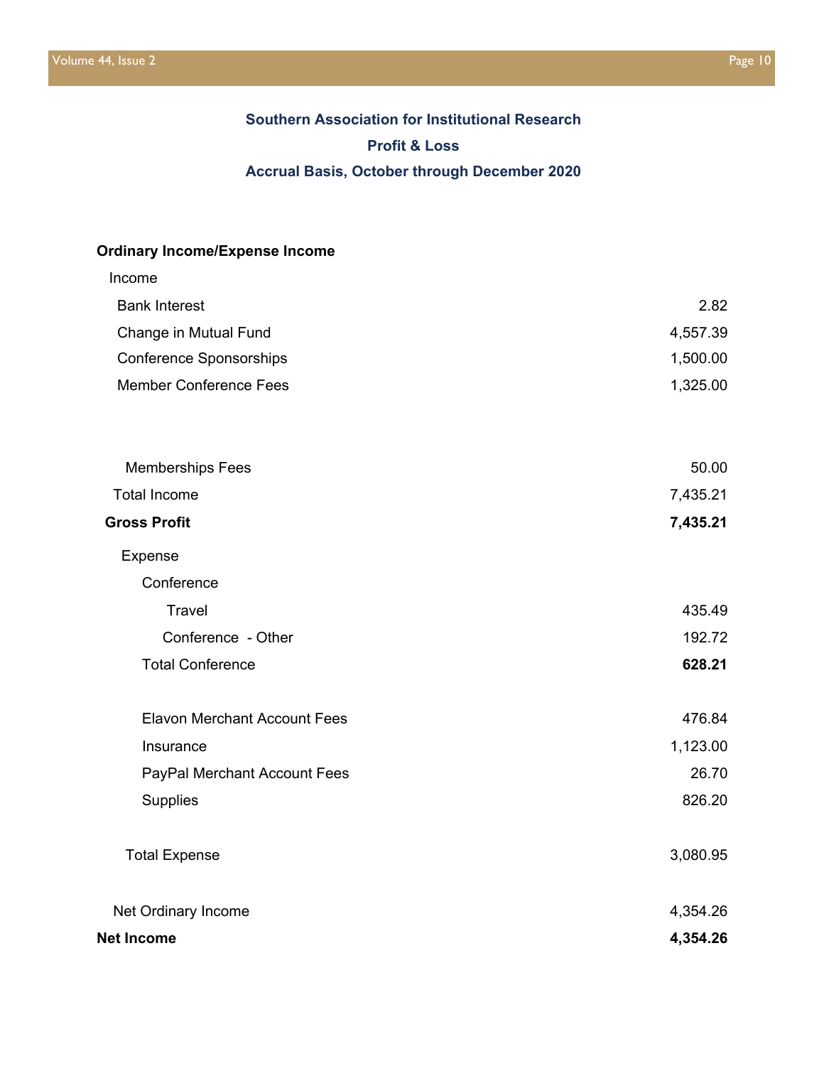### Southern Association for Institutional Research

### Profit & Loss

### Accrual Basis, October through December 2020

| | |
|---|---|
| **Ordinary Income/Expense Income** | |
| Income | |
| Bank Interest | 2.82 |
| Change in Mutual Fund | 4,557.39 |
| Conference Sponsorships | 1,500.00 |
| Member Conference Fees | 1,325.00 |
| Memberships Fees | 50.00 |
| Total Income | 7,435.21 |
| **Gross Profit** | **7,435.21** |
| Expense | |
| Conference | |
| Travel | 435.49 |
| Conference - Other | 192.72 |
| Total Conference | **628.21** |
| Elavon Merchant Account Fees | 476.84 |
| Insurance | 1,123.00 |
| PayPal Merchant Account Fees | 26.70 |
| Supplies | 826.20 |
| Total Expense | 3,080.95 |
| Net Ordinary Income | 4,354.26 |
| **Net Income** | **4,354.26** |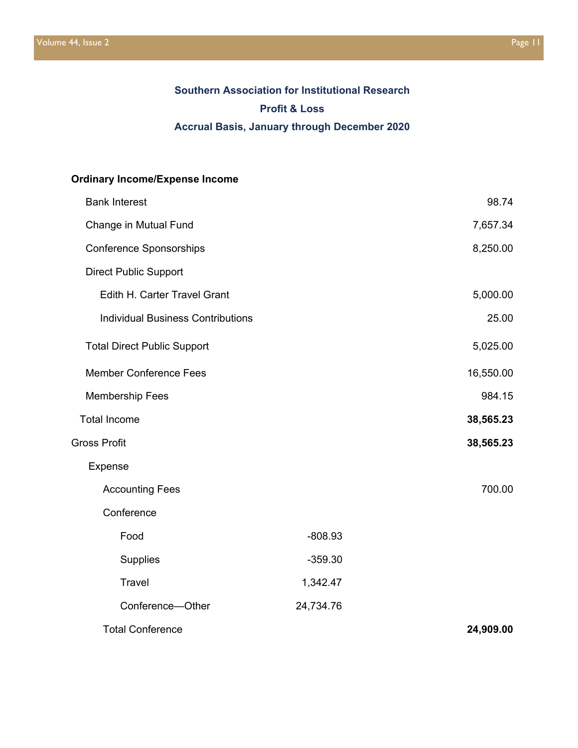### Southern Association for Institutional Research

### Profit & Loss

### Accrual Basis, January through December 2020

| | | |
|---|---|---|
| **Ordinary Income/Expense Income** | | |
| Bank Interest | | 98.74 |
| Change in Mutual Fund | | 7,657.34 |
| Conference Sponsorships | | 8,250.00 |
| Direct Public Support | | |
| Edith H. Carter Travel Grant | | 5,000.00 |
| Individual Business Contributions | | 25.00 |
| Total Direct Public Support | | 5,025.00 |
| Member Conference Fees | | 16,550.00 |
| Membership Fees | | 984.15 |
| Total Income | | **38,565.23** |
| Gross Profit | | **38,565.23** |
| Expense | | |
| Accounting Fees | | 700.00 |
| Conference | | |
| Food | -808.93 | |
| Supplies | -359.30 | |
| Travel | 1,342.47 | |
| Conference—Other | 24,734.76 | |
| Total Conference | | **24,909.00** |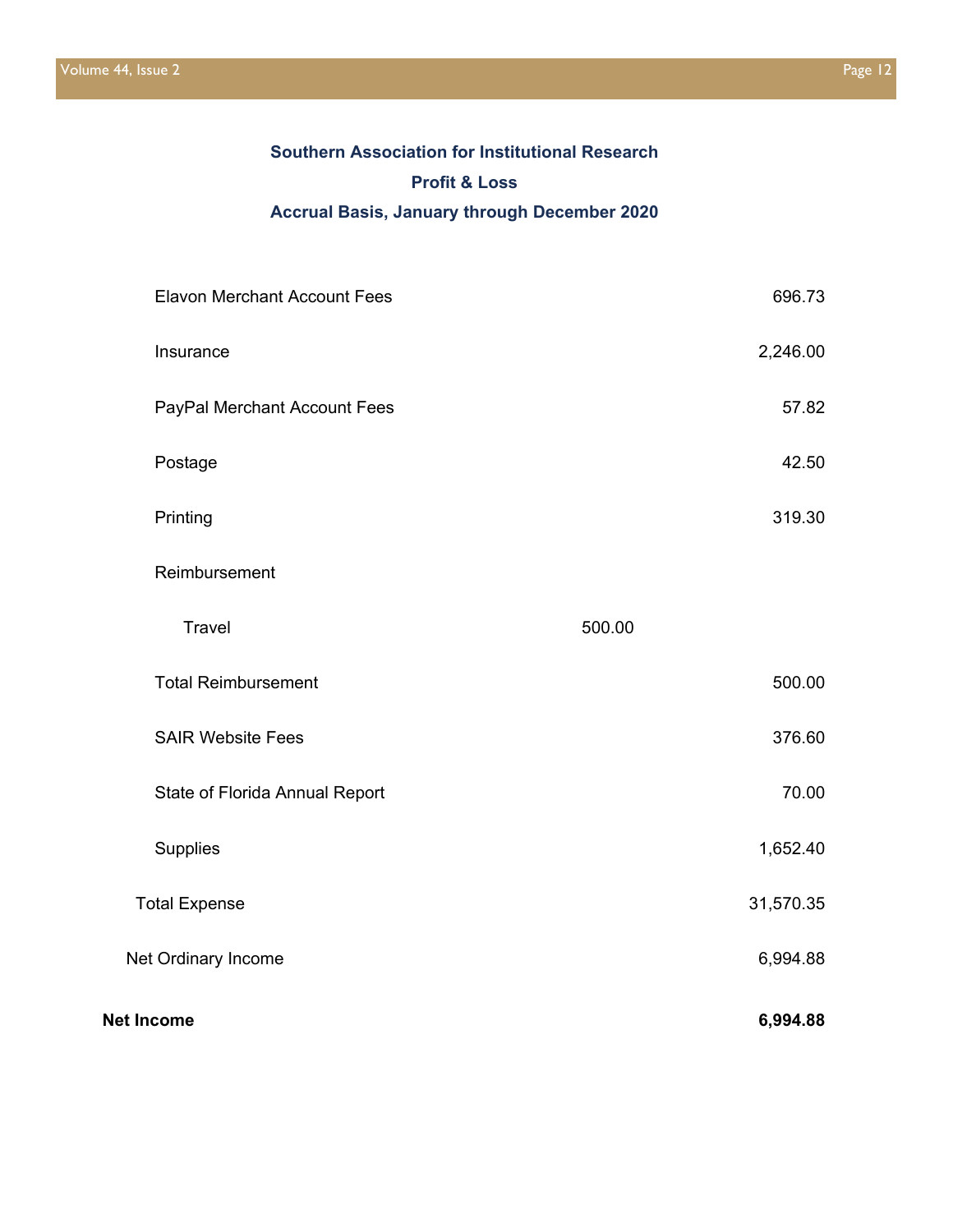**Southern Association for Institutional Research**

**Profit & Loss**

**Accrual Basis, January through December 2020**

| | | |
|---|---|---|
| Elavon Merchant Account Fees | | 696.73 |
| Insurance | | 2,246.00 |
| PayPal Merchant Account Fees | | 57.82 |
| Postage | | 42.50 |
| Printing | | 319.30 |
| Reimbursement | | |
| Travel | 500.00 | |
| Total Reimbursement | | 500.00 |
| SAIR Website Fees | | 376.60 |
| State of Florida Annual Report | | 70.00 |
| Supplies | | 1,652.40 |
| Total Expense | | 31,570.35 |
| Net Ordinary Income | | 6,994.88 |
| **Net Income** | | **6,994.88** |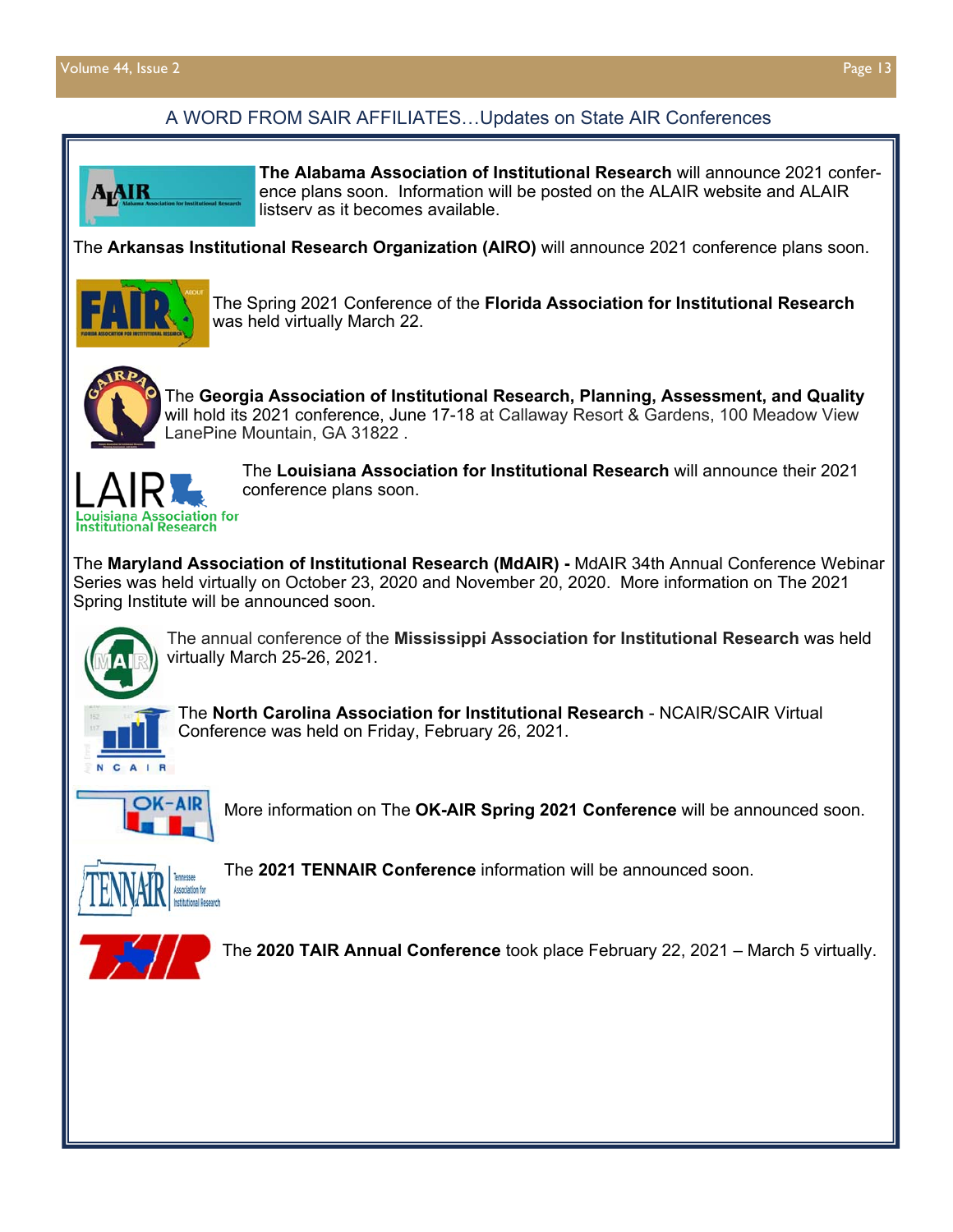## A WORD FROM SAIR AFFILIATES…Updates on State AIR Conferences

**The Alabama Association of Institutional Research** will announce 2021 conference plans soon. Information will be posted on the ALAIR website and ALAIR listserv as it becomes available.

The **Arkansas Institutional Research Organization (AIRO)** will announce 2021 conference plans soon.

The Spring 2021 Conference of the **Florida Association for Institutional Research** was held virtually March 22.

The **Georgia Association of Institutional Research, Planning, Assessment, and Quality** will hold its 2021 conference, June 17-18 at Callaway Resort & Gardens, 100 Meadow View LanePine Mountain, GA 31822 .

The **Louisiana Association for Institutional Research** will announce their 2021 conference plans soon.

The **Maryland Association of Institutional Research (MdAIR) -** MdAIR 34th Annual Conference Webinar Series was held virtually on October 23, 2020 and November 20, 2020. More information on The 2021 Spring Institute will be announced soon.

The annual conference of the **Mississippi Association for Institutional Research** was held virtually March 25-26, 2021.

The **North Carolina Association for Institutional Research** - NCAIR/SCAIR Virtual Conference was held on Friday, February 26, 2021.

More information on The **OK-AIR Spring 2021 Conference** will be announced soon.

The **2021 TENNAIR Conference** information will be announced soon.

The **2020 TAIR Annual Conference** took place February 22, 2021 – March 5 virtually.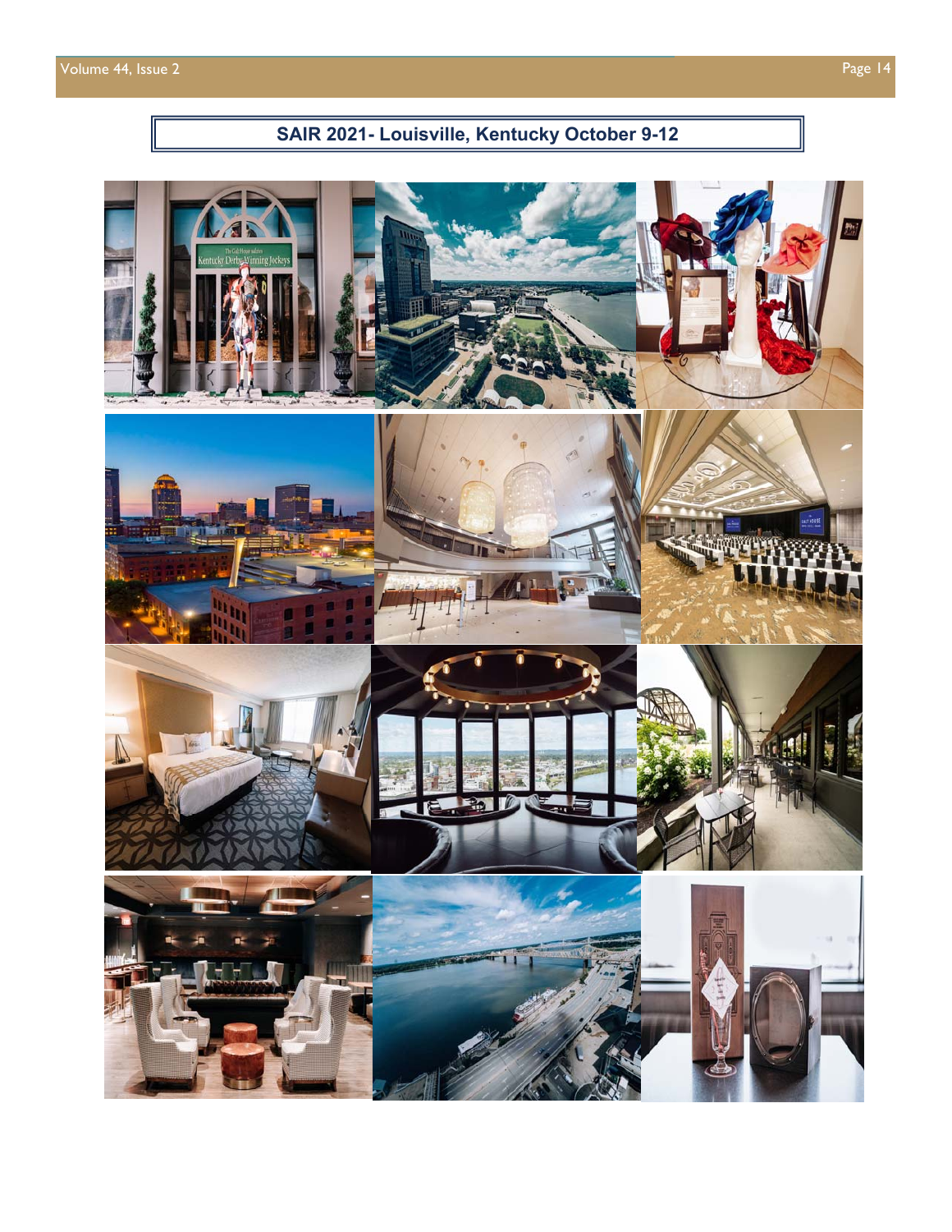## SAIR 2021- Louisville, Kentucky October 9-12